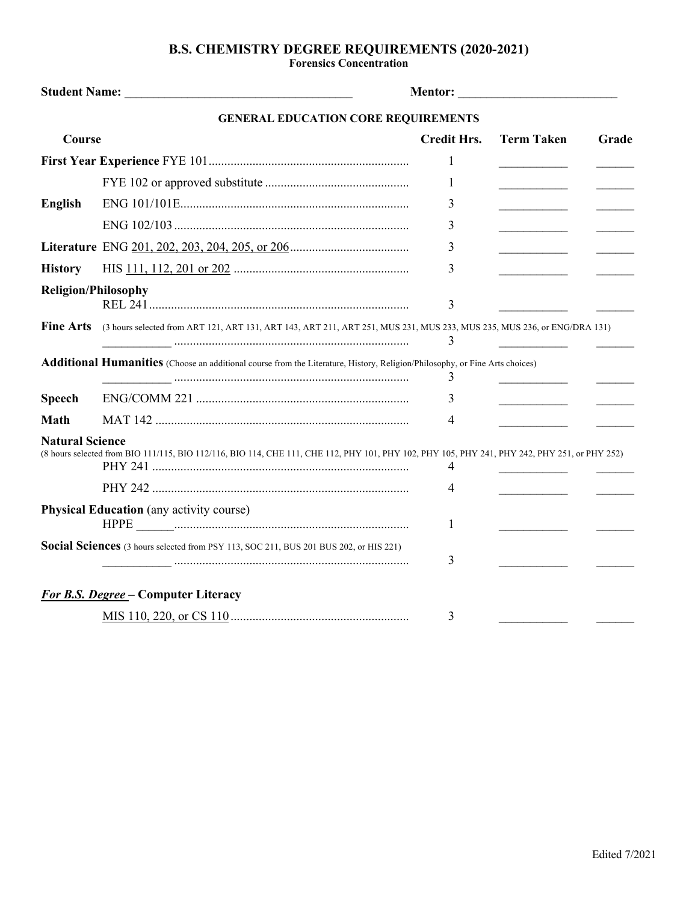# B.S. CHEMISTRY DEGREE REQUIREMENTS (2020-2021)

**Forensics Concentration**

**Student Name:** ____________________________________ **Mentor:** _________________________

## GENERAL EDUCATION CORE REQUIREMENTS

| Course | | Credit Hrs. | Term Taken | Grade |
|---|---|---|---|---|
| **First Year Experience** | FYE 101 | 1 | ___________ | ______ |
| | FYE 102 or approved substitute | 1 | ___________ | ______ |
| **English** | ENG 101/101E | 3 | ___________ | ______ |
| | ENG 102/103 | 3 | ___________ | ______ |
| **Literature** | ENG 201, 202, 203, 204, 205, or 206 | 3 | ___________ | ______ |
| **History** | HIS 111, 112, 201 or 202 | 3 | ___________ | ______ |
| **Religion/Philosophy** | REL 241 | 3 | ___________ | ______ |
| **Fine Arts** (3 hours selected from ART 121, ART 131, ART 143, ART 211, ART 251, MUS 231, MUS 233, MUS 235, MUS 236, or ENG/DRA 131) | ___________ | 3 | ___________ | ______ |
| **Additional Humanities** (Choose an additional course from the Literature, History, Religion/Philosophy, or Fine Arts choices) | ___________ | 3 | ___________ | ______ |
| **Speech** | ENG/COMM 221 | 3 | ___________ | ______ |
| **Math** | MAT 142 | 4 | ___________ | ______ |
| **Natural Science** (8 hours selected from BIO 111/115, BIO 112/116, BIO 114, CHE 111, CHE 112, PHY 101, PHY 102, PHY 105, PHY 241, PHY 242, PHY 251, or PHY 252) | PHY 241 | 4 | ___________ | ______ |
| | PHY 242 | 4 | ___________ | ______ |
| **Physical Education** (any activity course) | HPPE ______ | 1 | ___________ | ______ |
| **Social Sciences** (3 hours selected from PSY 113, SOC 211, BUS 201 BUS 202, or HIS 221) | ___________ | 3 | ___________ | ______ |

***For B.S. Degree*** **– Computer Literacy**

| Course | | Credit Hrs. | Term Taken | Grade |
|---|---|---|---|---|
| | MIS 110, 220, or CS 110 | 3 | ___________ | ______ |

Edited 7/2021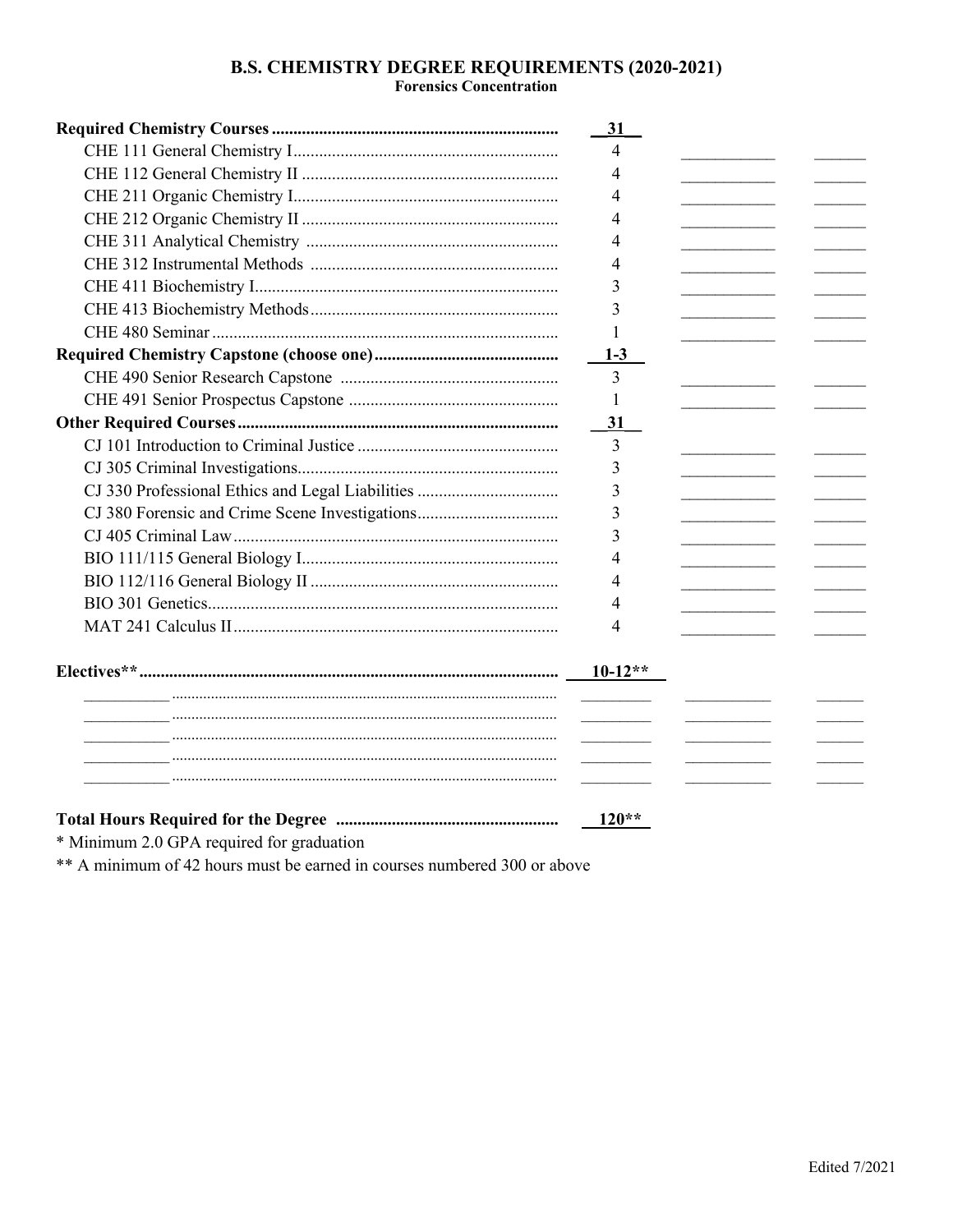## B.S. CHEMISTRY DEGREE REQUIREMENTS (2020-2021)

### Forensics Concentration

| | | | |
|---|---|---|---|
| **Required Chemistry Courses** | **31** | | |
| CHE 111 General Chemistry I | 4 | | |
| CHE 112 General Chemistry II | 4 | | |
| CHE 211 Organic Chemistry I | 4 | | |
| CHE 212 Organic Chemistry II | 4 | | |
| CHE 311 Analytical Chemistry | 4 | | |
| CHE 312 Instrumental Methods | 4 | | |
| CHE 411 Biochemistry I | 3 | | |
| CHE 413 Biochemistry Methods | 3 | | |
| CHE 480 Seminar | 1 | | |
| **Required Chemistry Capstone (choose one)** | **1-3** | | |
| CHE 490 Senior Research Capstone | 3 | | |
| CHE 491 Senior Prospectus Capstone | 1 | | |
| **Other Required Courses** | **31** | | |
| CJ 101 Introduction to Criminal Justice | 3 | | |
| CJ 305 Criminal Investigations | 3 | | |
| CJ 330 Professional Ethics and Legal Liabilities | 3 | | |
| CJ 380 Forensic and Crime Scene Investigations | 3 | | |
| CJ 405 Criminal Law | 3 | | |
| BIO 111/115 General Biology I | 4 | | |
| BIO 112/116 General Biology II | 4 | | |
| BIO 301 Genetics | 4 | | |
| MAT 241 Calculus II | 4 | | |
| **Electives**** | **10-12**** | | |
| | | | |
| | | | |
| | | | |
| | | | |
| | | | |
| **Total Hours Required for the Degree** | **120**** | | |

* Minimum 2.0 GPA required for graduation

** A minimum of 42 hours must be earned in courses numbered 300 or above

Edited 7/2021